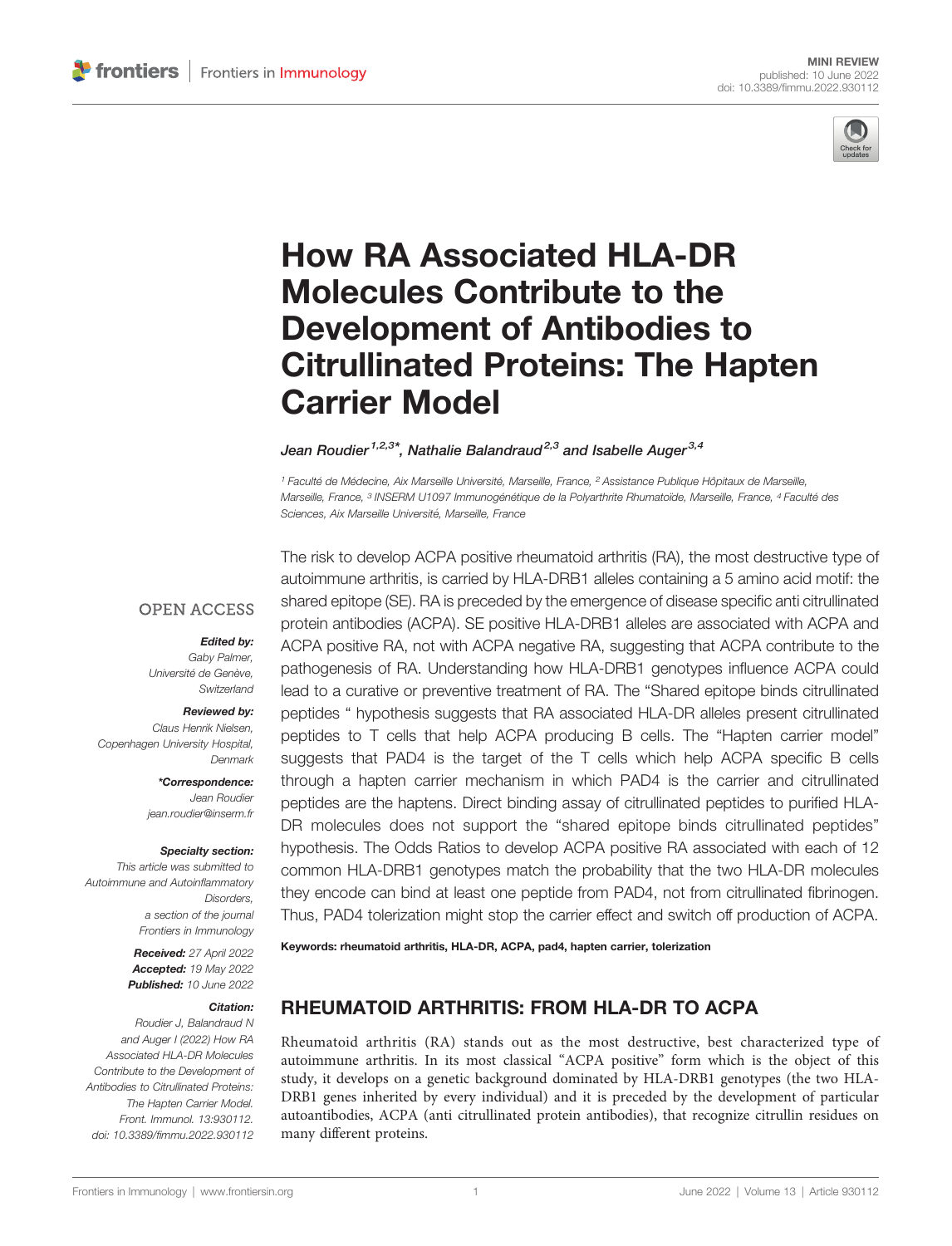MINI REVIEW
published: 10 June 2022
doi: 10.3389/fimmu.2022.930112

# How RA Associated HLA-DR Molecules Contribute to the Development of Antibodies to Citrullinated Proteins: The Hapten Carrier Model

*Jean Roudier*[1,2,3]*, *Nathalie Balandraud*[2,3] and *Isabelle Auger*[3,4]

[1] Faculté de Médecine, Aix Marseille Université, Marseille, France, [2] Assistance Publique Hôpitaux de Marseille, Marseille, France, [3] INSERM U1097 Immunogénétique de la Polyarthrite Rhumatoïde, Marseille, France, [4] Faculté des Sciences, Aix Marseille Université, Marseille, France

OPEN ACCESS

**Edited by:**
Gaby Palmer,
Université de Genève,
Switzerland

**Reviewed by:**
Claus Henrik Nielsen,
Copenhagen University Hospital,
Denmark

***Correspondence:**
Jean Roudier
jean.roudier@inserm.fr

**Specialty section:**
This article was submitted to
Autoimmune and Autoinflammatory
Disorders,
a section of the journal
Frontiers in Immunology

**Received:** 27 April 2022
**Accepted:** 19 May 2022
**Published:** 10 June 2022

**Citation:**
Roudier J, Balandraud N
and Auger I (2022) How RA
Associated HLA-DR Molecules
Contribute to the Development of
Antibodies to Citrullinated Proteins:
The Hapten Carrier Model.
Front. Immunol. 13:930112.
doi: 10.3389/fimmu.2022.930112

The risk to develop ACPA positive rheumatoid arthritis (RA), the most destructive type of autoimmune arthritis, is carried by HLA-DRB1 alleles containing a 5 amino acid motif: the shared epitope (SE). RA is preceded by the emergence of disease specific anti citrullinated protein antibodies (ACPA). SE positive HLA-DRB1 alleles are associated with ACPA and ACPA positive RA, not with ACPA negative RA, suggesting that ACPA contribute to the pathogenesis of RA. Understanding how HLA-DRB1 genotypes influence ACPA could lead to a curative or preventive treatment of RA. The "Shared epitope binds citrullinated peptides " hypothesis suggests that RA associated HLA-DR alleles present citrullinated peptides to T cells that help ACPA producing B cells. The "Hapten carrier model" suggests that PAD4 is the target of the T cells which help ACPA specific B cells through a hapten carrier mechanism in which PAD4 is the carrier and citrullinated peptides are the haptens. Direct binding assay of citrullinated peptides to purified HLA-DR molecules does not support the "shared epitope binds citrullinated peptides" hypothesis. The Odds Ratios to develop ACPA positive RA associated with each of 12 common HLA-DRB1 genotypes match the probability that the two HLA-DR molecules they encode can bind at least one peptide from PAD4, not from citrullinated fibrinogen. Thus, PAD4 tolerization might stop the carrier effect and switch off production of ACPA.

**Keywords: rheumatoid arthritis, HLA-DR, ACPA, pad4, hapten carrier, tolerization**

## RHEUMATOID ARTHRITIS: FROM HLA-DR TO ACPA

Rheumatoid arthritis (RA) stands out as the most destructive, best characterized type of autoimmune arthritis. In its most classical "ACPA positive" form which is the object of this study, it develops on a genetic background dominated by HLA-DRB1 genotypes (the two HLA-DRB1 genes inherited by every individual) and it is preceded by the development of particular autoantibodies, ACPA (anti citrullinated protein antibodies), that recognize citrullin residues on many different proteins.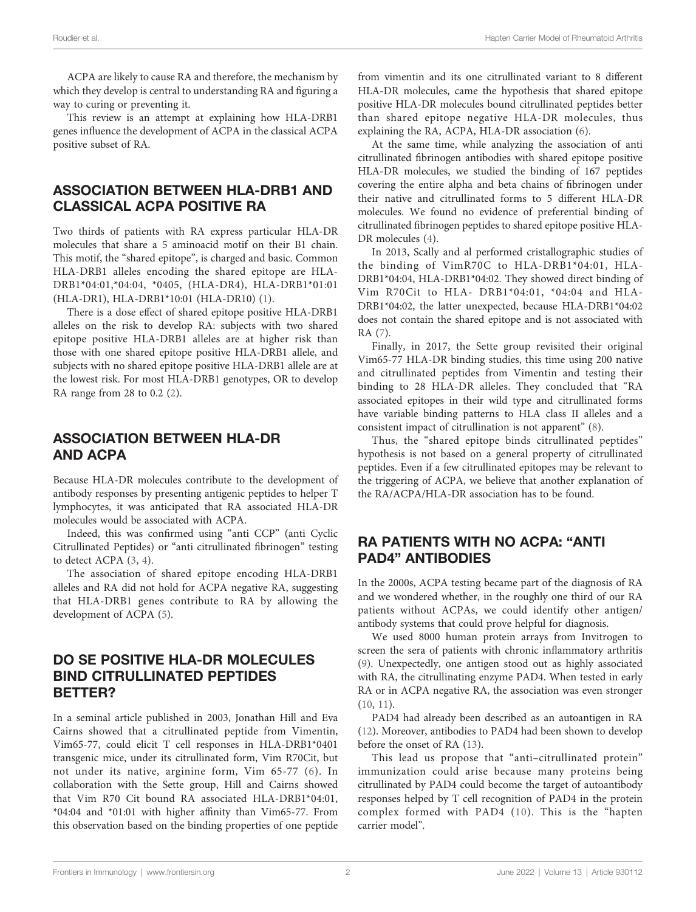ACPA are likely to cause RA and therefore, the mechanism by which they develop is central to understanding RA and figuring a way to curing or preventing it.

This review is an attempt at explaining how HLA-DRB1 genes influence the development of ACPA in the classical ACPA positive subset of RA.

## ASSOCIATION BETWEEN HLA-DRB1 AND CLASSICAL ACPA POSITIVE RA

Two thirds of patients with RA express particular HLA-DR molecules that share a 5 aminoacid motif on their B1 chain. This motif, the "shared epitope", is charged and basic. Common HLA-DRB1 alleles encoding the shared epitope are HLA-DRB1*04:01,*04:04, *0405, (HLA-DR4), HLA-DRB1*01:01 (HLA-DR1), HLA-DRB1*10:01 (HLA-DR10) (1).

There is a dose effect of shared epitope positive HLA-DRB1 alleles on the risk to develop RA: subjects with two shared epitope positive HLA-DRB1 alleles are at higher risk than those with one shared epitope positive HLA-DRB1 allele, and subjects with no shared epitope positive HLA-DRB1 allele are at the lowest risk. For most HLA-DRB1 genotypes, OR to develop RA range from 28 to 0.2 (2).

## ASSOCIATION BETWEEN HLA-DR AND ACPA

Because HLA-DR molecules contribute to the development of antibody responses by presenting antigenic peptides to helper T lymphocytes, it was anticipated that RA associated HLA-DR molecules would be associated with ACPA.

Indeed, this was confirmed using "anti CCP" (anti Cyclic Citrullinated Peptides) or "anti citrullinated fibrinogen" testing to detect ACPA (3, 4).

The association of shared epitope encoding HLA-DRB1 alleles and RA did not hold for ACPA negative RA, suggesting that HLA-DRB1 genes contribute to RA by allowing the development of ACPA (5).

## DO SE POSITIVE HLA-DR MOLECULES BIND CITRULLINATED PEPTIDES BETTER?

In a seminal article published in 2003, Jonathan Hill and Eva Cairns showed that a citrullinated peptide from Vimentin, Vim65-77, could elicit T cell responses in HLA-DRB1*0401 transgenic mice, under its citrullinated form, Vim R70Cit, but not under its native, arginine form, Vim 65-77 (6). In collaboration with the Sette group, Hill and Cairns showed that Vim R70 Cit bound RA associated HLA-DRB1*04:01, *04:04 and *01:01 with higher affinity than Vim65-77. From this observation based on the binding properties of one peptide from vimentin and its one citrullinated variant to 8 different HLA-DR molecules, came the hypothesis that shared epitope positive HLA-DR molecules bound citrullinated peptides better than shared epitope negative HLA-DR molecules, thus explaining the RA, ACPA, HLA-DR association (6).

At the same time, while analyzing the association of anti citrullinated fibrinogen antibodies with shared epitope positive HLA-DR molecules, we studied the binding of 167 peptides covering the entire alpha and beta chains of fibrinogen under their native and citrullinated forms to 5 different HLA-DR molecules. We found no evidence of preferential binding of citrullinated fibrinogen peptides to shared epitope positive HLA-DR molecules (4).

In 2013, Scally and al performed cristallographic studies of the binding of VimR70C to HLA-DRB1*04:01, HLA-DRB1*04:04, HLA-DRB1*04:02. They showed direct binding of Vim R70Cit to HLA- DRB1*04:01, *04:04 and HLA-DRB1*04:02, the latter unexpected, because HLA-DRB1*04:02 does not contain the shared epitope and is not associated with RA (7).

Finally, in 2017, the Sette group revisited their original Vim65-77 HLA-DR binding studies, this time using 200 native and citrullinated peptides from Vimentin and testing their binding to 28 HLA-DR alleles. They concluded that "RA associated epitopes in their wild type and citrullinated forms have variable binding patterns to HLA class II alleles and a consistent impact of citrullination is not apparent" (8).

Thus, the "shared epitope binds citrullinated peptides" hypothesis is not based on a general property of citrullinated peptides. Even if a few citrullinated epitopes may be relevant to the triggering of ACPA, we believe that another explanation of the RA/ACPA/HLA-DR association has to be found.

## RA PATIENTS WITH NO ACPA: "ANTI PAD4" ANTIBODIES

In the 2000s, ACPA testing became part of the diagnosis of RA and we wondered whether, in the roughly one third of our RA patients without ACPAs, we could identify other antigen/antibody systems that could prove helpful for diagnosis.

We used 8000 human protein arrays from Invitrogen to screen the sera of patients with chronic inflammatory arthritis (9). Unexpectedly, one antigen stood out as highly associated with RA, the citrullinating enzyme PAD4. When tested in early RA or in ACPA negative RA, the association was even stronger (10, 11).

PAD4 had already been described as an autoantigen in RA (12). Moreover, antibodies to PAD4 had been shown to develop before the onset of RA (13).

This lead us propose that "anti–citrullinated protein" immunization could arise because many proteins being citrullinated by PAD4 could become the target of autoantibody responses helped by T cell recognition of PAD4 in the protein complex formed with PAD4 (10). This is the "hapten carrier model".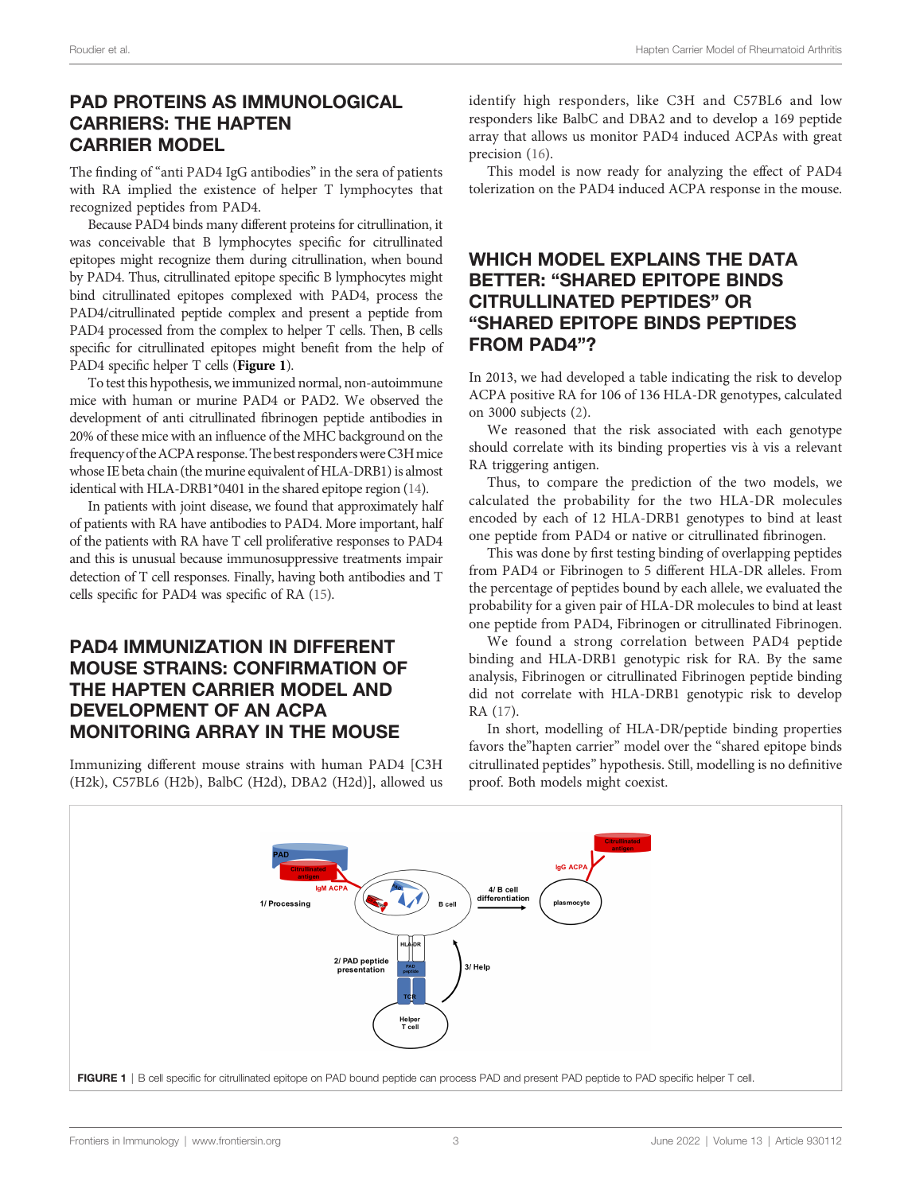## PAD PROTEINS AS IMMUNOLOGICAL CARRIERS: THE HAPTEN CARRIER MODEL

The finding of "anti PAD4 IgG antibodies" in the sera of patients with RA implied the existence of helper T lymphocytes that recognized peptides from PAD4.

Because PAD4 binds many different proteins for citrullination, it was conceivable that B lymphocytes specific for citrullinated epitopes might recognize them during citrullination, when bound by PAD4. Thus, citrullinated epitope specific B lymphocytes might bind citrullinated epitopes complexed with PAD4, process the PAD4/citrullinated peptide complex and present a peptide from PAD4 processed from the complex to helper T cells. Then, B cells specific for citrullinated epitopes might benefit from the help of PAD4 specific helper T cells (**Figure 1**).

To test this hypothesis, we immunized normal, non-autoimmune mice with human or murine PAD4 or PAD2. We observed the development of anti citrullinated fibrinogen peptide antibodies in 20% of these mice with an influence of the MHC background on the frequency of the ACPA response. The best responders were C3H mice whose IE beta chain (the murine equivalent of HLA-DRB1) is almost identical with HLA-DRB1*0401 in the shared epitope region (14).

In patients with joint disease, we found that approximately half of patients with RA have antibodies to PAD4. More important, half of the patients with RA have T cell proliferative responses to PAD4 and this is unusual because immunosuppressive treatments impair detection of T cell responses. Finally, having both antibodies and T cells specific for PAD4 was specific of RA (15).

## PAD4 IMMUNIZATION IN DIFFERENT MOUSE STRAINS: CONFIRMATION OF THE HAPTEN CARRIER MODEL AND DEVELOPMENT OF AN ACPA MONITORING ARRAY IN THE MOUSE

Immunizing different mouse strains with human PAD4 [C3H (H2k), C57BL6 (H2b), BalbC (H2d), DBA2 (H2d)], allowed us identify high responders, like C3H and C57BL6 and low responders like BalbC and DBA2 and to develop a 169 peptide array that allows us monitor PAD4 induced ACPAs with great precision (16).

This model is now ready for analyzing the effect of PAD4 tolerization on the PAD4 induced ACPA response in the mouse.

## WHICH MODEL EXPLAINS THE DATA BETTER: "SHARED EPITOPE BINDS CITRULLINATED PEPTIDES" OR "SHARED EPITOPE BINDS PEPTIDES FROM PAD4"?

In 2013, we had developed a table indicating the risk to develop ACPA positive RA for 106 of 136 HLA-DR genotypes, calculated on 3000 subjects (2).

We reasoned that the risk associated with each genotype should correlate with its binding properties vis à vis a relevant RA triggering antigen.

Thus, to compare the prediction of the two models, we calculated the probability for the two HLA-DR molecules encoded by each of 12 HLA-DRB1 genotypes to bind at least one peptide from PAD4 or native or citrullinated fibrinogen.

This was done by first testing binding of overlapping peptides from PAD4 or Fibrinogen to 5 different HLA-DR alleles. From the percentage of peptides bound by each allele, we evaluated the probability for a given pair of HLA-DR molecules to bind at least one peptide from PAD4, Fibrinogen or citrullinated Fibrinogen.

We found a strong correlation between PAD4 peptide binding and HLA-DRB1 genotypic risk for RA. By the same analysis, Fibrinogen or citrullinated Fibrinogen peptide binding did not correlate with HLA-DRB1 genotypic risk to develop RA (17).

In short, modelling of HLA-DR/peptide binding properties favors the"hapten carrier" model over the "shared epitope binds citrullinated peptides" hypothesis. Still, modelling is no definitive proof. Both models might coexist.

PAD
Citrullinated antigen
IgM ACPA
1/ Processing
B cell
4/ B cell differentiation
plasmocyte
IgG ACPA
Citrullinated antigen
HLA DR
PAD peptide
2/ PAD peptide presentation
3/ Help
TCR
Helper T cell

**FIGURE 1** | B cell specific for citrullinated epitope on PAD bound peptide can process PAD and present PAD peptide to PAD specific helper T cell.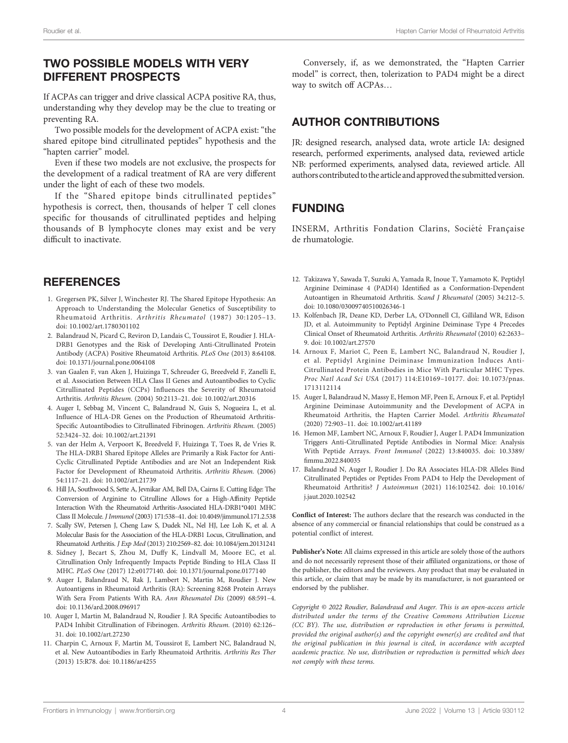## TWO POSSIBLE MODELS WITH VERY DIFFERENT PROSPECTS

If ACPAs can trigger and drive classical ACPA positive RA, thus, understanding why they develop may be the clue to treating or preventing RA.

Two possible models for the development of ACPA exist: "the shared epitope bind citrullinated peptides" hypothesis and the "hapten carrier" model.

Even if these two models are not exclusive, the prospects for the development of a radical treatment of RA are very different under the light of each of these two models.

If the "Shared epitope binds citrullinated peptides" hypothesis is correct, then, thousands of helper T cell clones specific for thousands of citrullinated peptides and helping thousands of B lymphocyte clones may exist and be very difficult to inactivate.

Conversely, if, as we demonstrated, the "Hapten Carrier model" is correct, then, tolerization to PAD4 might be a direct way to switch off ACPAs…

## AUTHOR CONTRIBUTIONS

JR: designed research, analysed data, wrote article IA: designed research, performed experiments, analysed data, reviewed article NB: performed experiments, analysed data, reviewed article. All authors contributed to the article and approved the submitted version.

## FUNDING

INSERM, Arthritis Fondation Clarins, Société Française de rhumatologie.

## REFERENCES

1. Gregersen PK, Silver J, Winchester RJ. The Shared Epitope Hypothesis: An Approach to Understanding the Molecular Genetics of Susceptibility to Rheumatoid Arthritis. *Arthritis Rheumatol* (1987) 30:1205–13. doi: 10.1002/art.1780301102
2. Balandraud N, Picard C, Reviron D, Landais C, Toussirot E, Roudier J. HLA-DRB1 Genotypes and the Risk of Developing Anti-Citrullinated Protein Antibody (ACPA) Positive Rheumatoid Arthritis. *PLoS One* (2013) 8:64108. doi: 10.1371/journal.pone.0064108
3. van Gaalen F, van Aken J, Huizinga T, Schreuder G, Breedveld F, Zanelli E, et al. Association Between HLA Class II Genes and Autoantibodies to Cyclic Citrullinated Peptides (CCPs) Influences the Severity of Rheumatoid Arthritis. *Arthritis Rheum.* (2004) 50:2113–21. doi: 10.1002/art.20316
4. Auger I, Sebbag M, Vincent C, Balandraud N, Guis S, Nogueira L, et al. Influence of HLA-DR Genes on the Production of Rheumatoid Arthritis-Specific Autoantibodies to Citrullinated Fibrinogen. *Arthritis Rheum.* (2005) 52:3424–32. doi: 10.1002/art.21391
5. van der Helm A, Verpoort K, Breedveld F, Huizinga T, Toes R, de Vries R. The HLA-DRB1 Shared Epitope Alleles are Primarily a Risk Factor for Anti-Cyclic Citrullinated Peptide Antibodies and are Not an Independent Risk Factor for Development of Rheumatoid Arthritis. *Arthritis Rheum.* (2006) 54:1117–21. doi: 10.1002/art.21739
6. Hill JA, Southwood S, Sette A, Jevnikar AM, Bell DA, Cairns E. Cutting Edge: The Conversion of Arginine to Citrulline Allows for a High-Affinity Peptide Interaction With the Rheumatoid Arthritis-Associated HLA-DRB1*0401 MHC Class II Molecule. *J Immunol* (2003) 171:538–41. doi: 10.4049/jimmunol.171.2.538
7. Scally SW, Petersen J, Checy Law S, Dudek NL, Nel HJ, Lee Loh K, et al. A Molecular Basis for the Association of the HLA-DRB1 Locus, Citrullination, and Rheumatoid Arthritis. *J Exp Med* (2013) 210:2569–82. doi: 10.1084/jem.20131241
8. Sidney J, Becart S, Zhou M, Duffy K, Lindvall M, Moore EC, et al. Citrullination Only Infrequently Impacts Peptide Binding to HLA Class II MHC. *PLoS One* (2017) 12:e0177140. doi: 10.1371/journal.pone.0177140
9. Auger I, Balandraud N, Rak J, Lambert N, Martin M, Roudier J. New Autoantigens in Rheumatoid Arthritis (RA): Screening 8268 Protein Arrays With Sera From Patients With RA. *Ann Rheumatol Dis* (2009) 68:591–4. doi: 10.1136/ard.2008.096917
10. Auger I, Martin M, Balandraud N, Roudier J. RA Specific Autoantibodies to PAD4 Inhibit Citrullination of Fibrinogen. *Arthritis Rheum.* (2010) 62:126–31. doi: 10.1002/art.27230
11. Charpin C, Arnoux F, Martin M, Toussirot E, Lambert NC, Balandraud N, et al. New Autoantibodies in Early Rheumatoid Arthritis. *Arthritis Res Ther* (2013) 15:R78. doi: 10.1186/ar4255
12. Takizawa Y, Sawada T, Suzuki A, Yamada R, Inoue T, Yamamoto K. Peptidyl Arginine Deiminase 4 (PADI4) Identified as a Conformation-Dependent Autoantigen in Rheumatoid Arthritis. *Scand J Rheumatol* (2005) 34:212–5. doi: 10.1080/03009740510026346-1
13. Kolfenbach JR, Deane KD, Derber LA, O'Donnell CI, Gilliland WR, Edison JD, et al. Autoimmunity to Peptidyl Arginine Deiminase Type 4 Precedes Clinical Onset of Rheumatoid Arthritis. *Arthritis Rheumatol* (2010) 62:2633–9. doi: 10.1002/art.27570
14. Arnoux F, Mariot C, Peen E, Lambert NC, Balandraud N, Roudier J, et al. Peptidyl Arginine Deiminase Immunization Induces Anti-Citrullinated Protein Antibodies in Mice With Particular MHC Types. *Proc Natl Acad Sci USA* (2017) 114:E10169–10177. doi: 10.1073/pnas.1713112114
15. Auger I, Balandraud N, Massy E, Hemon MF, Peen E, Arnoux F, et al. Peptidyl Arginine Deiminase Autoimmunity and the Development of ACPA in Rheumatoid Arthritis, the Hapten Carrier Model. *Arthritis Rheumatol* (2020) 72:903–11. doi: 10.1002/art.41189
16. Hemon MF, Lambert NC, Arnoux F, Roudier J, Auger I. PAD4 Immunization Triggers Anti-Citrullinated Peptide Antibodies in Normal Mice: Analysis With Peptide Arrays. *Front Immunol* (2022) 13:840035. doi: 10.3389/fimmu.2022.840035
17. Balandraud N, Auger I, Roudier J. Do RA Associates HLA-DR Alleles Bind Citrullinated Peptides or Peptides From PAD4 to Help the Development of Rheumatoid Arthritis? *J Autoimmun* (2021) 116:102542. doi: 10.1016/j.jaut.2020.102542

**Conflict of Interest:** The authors declare that the research was conducted in the absence of any commercial or financial relationships that could be construed as a potential conflict of interest.

**Publisher's Note:** All claims expressed in this article are solely those of the authors and do not necessarily represent those of their affiliated organizations, or those of the publisher, the editors and the reviewers. Any product that may be evaluated in this article, or claim that may be made by its manufacturer, is not guaranteed or endorsed by the publisher.

*Copyright © 2022 Roudier, Balandraud and Auger. This is an open-access article distributed under the terms of the Creative Commons Attribution License (CC BY). The use, distribution or reproduction in other forums is permitted, provided the original author(s) and the copyright owner(s) are credited and that the original publication in this journal is cited, in accordance with accepted academic practice. No use, distribution or reproduction is permitted which does not comply with these terms.*